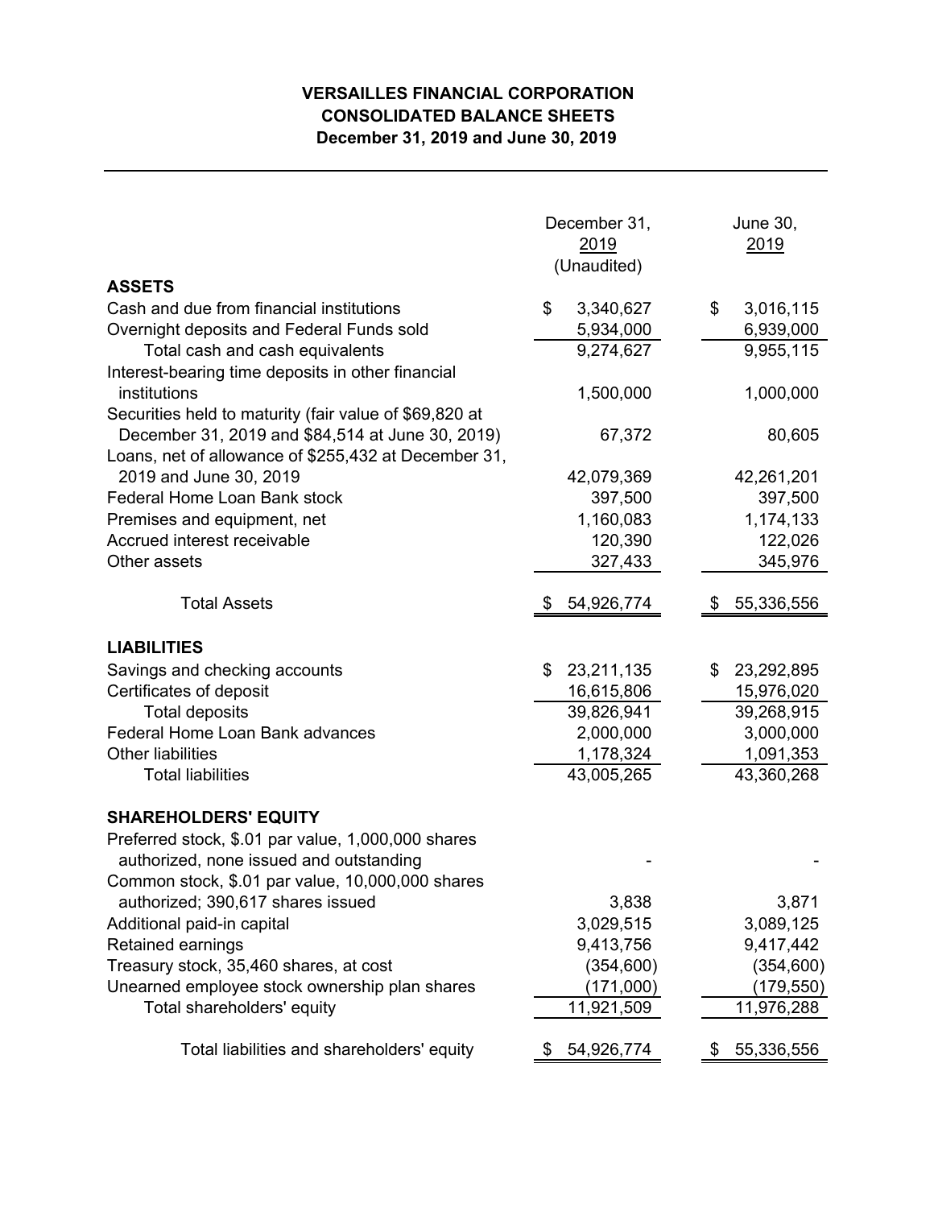# VERSAILLES FINANCIAL CORPORATION
## CONSOLIDATED BALANCE SHEETS
### December 31, 2019 and June 30, 2019

| | December 31, 2019 (Unaudited) | June 30, 2019 |
|---|---|---|
| **ASSETS** | | |
| Cash and due from financial institutions | $ 3,340,627 | $ 3,016,115 |
| Overnight deposits and Federal Funds sold | 5,934,000 | 6,939,000 |
| Total cash and cash equivalents | 9,274,627 | 9,955,115 |
| Interest-bearing time deposits in other financial institutions | 1,500,000 | 1,000,000 |
| Securities held to maturity (fair value of $69,820 at December 31, 2019 and $84,514 at June 30, 2019) | 67,372 | 80,605 |
| Loans, net of allowance of $255,432 at December 31, 2019 and June 30, 2019 | 42,079,369 | 42,261,201 |
| Federal Home Loan Bank stock | 397,500 | 397,500 |
| Premises and equipment, net | 1,160,083 | 1,174,133 |
| Accrued interest receivable | 120,390 | 122,026 |
| Other assets | 327,433 | 345,976 |
| Total Assets | $ 54,926,774 | $ 55,336,556 |
| **LIABILITIES** | | |
| Savings and checking accounts | $ 23,211,135 | $ 23,292,895 |
| Certificates of deposit | 16,615,806 | 15,976,020 |
| Total deposits | 39,826,941 | 39,268,915 |
| Federal Home Loan Bank advances | 2,000,000 | 3,000,000 |
| Other liabilities | 1,178,324 | 1,091,353 |
| Total liabilities | 43,005,265 | 43,360,268 |
| **SHAREHOLDERS' EQUITY** | | |
| Preferred stock, $.01 par value, 1,000,000 shares authorized, none issued and outstanding | - | - |
| Common stock, $.01 par value, 10,000,000 shares authorized; 390,617 shares issued | 3,838 | 3,871 |
| Additional paid-in capital | 3,029,515 | 3,089,125 |
| Retained earnings | 9,413,756 | 9,417,442 |
| Treasury stock, 35,460 shares, at cost | (354,600) | (354,600) |
| Unearned employee stock ownership plan shares | (171,000) | (179,550) |
| Total shareholders' equity | 11,921,509 | 11,976,288 |
| Total liabilities and shareholders' equity | $ 54,926,774 | $ 55,336,556 |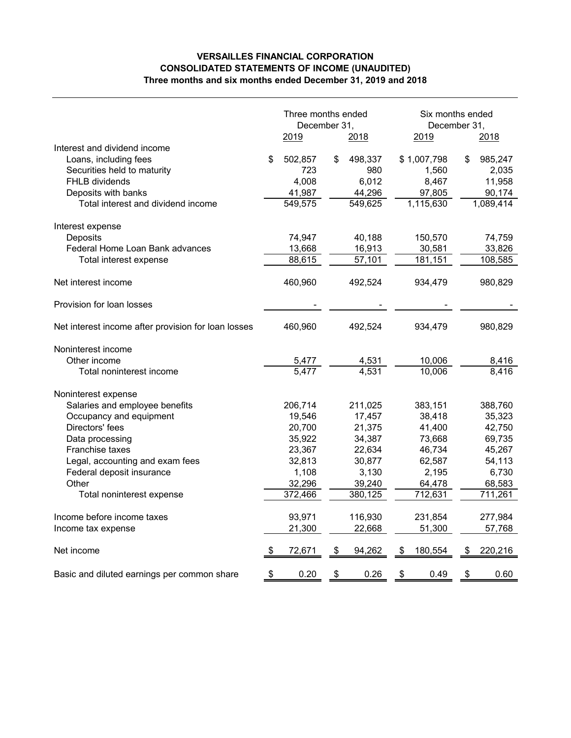**VERSAILLES FINANCIAL CORPORATION**
**CONSOLIDATED STATEMENTS OF INCOME (UNAUDITED)**
**Three months and six months ended December 31, 2019 and 2018**

| | Three months ended December 31, | | Six months ended December 31, | |
|---|---|---|---|---|
| | 2019 | 2018 | 2019 | 2018 |
| Interest and dividend income | | | | |
| Loans, including fees | $ 502,857 | $ 498,337 | $ 1,007,798 | $ 985,247 |
| Securities held to maturity | 723 | 980 | 1,560 | 2,035 |
| FHLB dividends | 4,008 | 6,012 | 8,467 | 11,958 |
| Deposits with banks | 41,987 | 44,296 | 97,805 | 90,174 |
| Total interest and dividend income | 549,575 | 549,625 | 1,115,630 | 1,089,414 |
| Interest expense | | | | |
| Deposits | 74,947 | 40,188 | 150,570 | 74,759 |
| Federal Home Loan Bank advances | 13,668 | 16,913 | 30,581 | 33,826 |
| Total interest expense | 88,615 | 57,101 | 181,151 | 108,585 |
| Net interest income | 460,960 | 492,524 | 934,479 | 980,829 |
| Provision for loan losses | - | - | - | - |
| Net interest income after provision for loan losses | 460,960 | 492,524 | 934,479 | 980,829 |
| Noninterest income | | | | |
| Other income | 5,477 | 4,531 | 10,006 | 8,416 |
| Total noninterest income | 5,477 | 4,531 | 10,006 | 8,416 |
| Noninterest expense | | | | |
| Salaries and employee benefits | 206,714 | 211,025 | 383,151 | 388,760 |
| Occupancy and equipment | 19,546 | 17,457 | 38,418 | 35,323 |
| Directors' fees | 20,700 | 21,375 | 41,400 | 42,750 |
| Data processing | 35,922 | 34,387 | 73,668 | 69,735 |
| Franchise taxes | 23,367 | 22,634 | 46,734 | 45,267 |
| Legal, accounting and exam fees | 32,813 | 30,877 | 62,587 | 54,113 |
| Federal deposit insurance | 1,108 | 3,130 | 2,195 | 6,730 |
| Other | 32,296 | 39,240 | 64,478 | 68,583 |
| Total noninterest expense | 372,466 | 380,125 | 712,631 | 711,261 |
| Income before income taxes | 93,971 | 116,930 | 231,854 | 277,984 |
| Income tax expense | 21,300 | 22,668 | 51,300 | 57,768 |
| Net income | $ 72,671 | $ 94,262 | $ 180,554 | $ 220,216 |
| Basic and diluted earnings per common share | $ 0.20 | $ 0.26 | $ 0.49 | $ 0.60 |